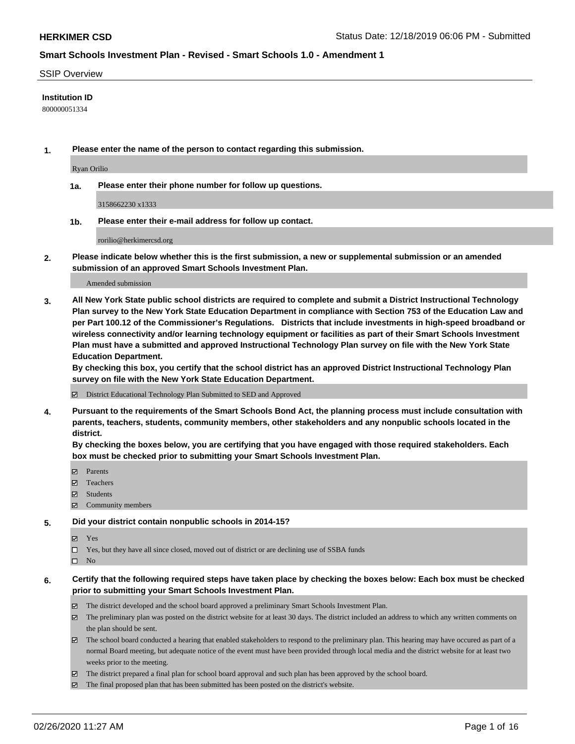**HERKIMER CSD** Status Date: 12/18/2019 06:06 PM - Submitted

**Smart Schools Investment Plan - Revised - Smart Schools 1.0 - Amendment 1**

SSIP Overview

**Institution ID**

800000051334

**1. Please enter the name of the person to contact regarding this submission.**

Ryan Orilio

**1a. Please enter their phone number for follow up questions.**

3158662230 x1333

**1b. Please enter their e-mail address for follow up contact.**

rorilio@herkimercsd.org

**2. Please indicate below whether this is the first submission, a new or supplemental submission or an amended submission of an approved Smart Schools Investment Plan.**

Amended submission

**3. All New York State public school districts are required to complete and submit a District Instructional Technology Plan survey to the New York State Education Department in compliance with Section 753 of the Education Law and per Part 100.12 of the Commissioner's Regulations. Districts that include investments in high-speed broadband or wireless connectivity and/or learning technology equipment or facilities as part of their Smart Schools Investment Plan must have a submitted and approved Instructional Technology Plan survey on file with the New York State Education Department.**

**By checking this box, you certify that the school district has an approved District Instructional Technology Plan survey on file with the New York State Education Department.**

- ☑ District Educational Technology Plan Submitted to SED and Approved

**4. Pursuant to the requirements of the Smart Schools Bond Act, the planning process must include consultation with parents, teachers, students, community members, other stakeholders and any nonpublic schools located in the district.**

**By checking the boxes below, you are certifying that you have engaged with those required stakeholders. Each box must be checked prior to submitting your Smart Schools Investment Plan.**

- ☑ Parents
- ☑ Teachers
- ☑ Students
- ☑ Community members

**5. Did your district contain nonpublic schools in 2014-15?**

- ☑ Yes
- ☐ Yes, but they have all since closed, moved out of district or are declining use of SSBA funds
- ☐ No

**6. Certify that the following required steps have taken place by checking the boxes below: Each box must be checked prior to submitting your Smart Schools Investment Plan.**

- ☑ The district developed and the school board approved a preliminary Smart Schools Investment Plan.
- ☑ The preliminary plan was posted on the district website for at least 30 days. The district included an address to which any written comments on the plan should be sent.
- ☑ The school board conducted a hearing that enabled stakeholders to respond to the preliminary plan. This hearing may have occured as part of a normal Board meeting, but adequate notice of the event must have been provided through local media and the district website for at least two weeks prior to the meeting.
- ☑ The district prepared a final plan for school board approval and such plan has been approved by the school board.
- ☑ The final proposed plan that has been submitted has been posted on the district's website.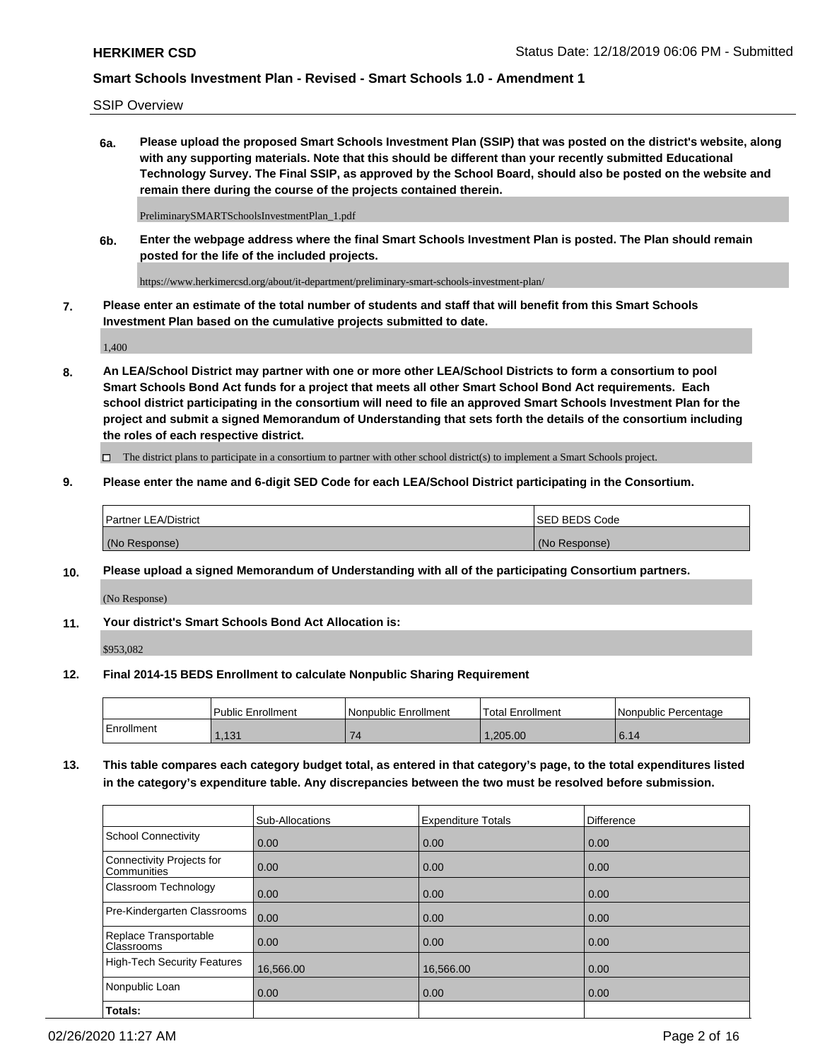SSIP Overview

**6a. Please upload the proposed Smart Schools Investment Plan (SSIP) that was posted on the district's website, along with any supporting materials. Note that this should be different than your recently submitted Educational Technology Survey. The Final SSIP, as approved by the School Board, should also be posted on the website and remain there during the course of the projects contained therein.**

PreliminarySMARTSchoolsInvestmentPlan_1.pdf

**6b. Enter the webpage address where the final Smart Schools Investment Plan is posted. The Plan should remain posted for the life of the included projects.**

https://www.herkimercsd.org/about/it-department/preliminary-smart-schools-investment-plan/

**7. Please enter an estimate of the total number of students and staff that will benefit from this Smart Schools Investment Plan based on the cumulative projects submitted to date.**

1,400

**8. An LEA/School District may partner with one or more other LEA/School Districts to form a consortium to pool Smart Schools Bond Act funds for a project that meets all other Smart School Bond Act requirements. Each school district participating in the consortium will need to file an approved Smart Schools Investment Plan for the project and submit a signed Memorandum of Understanding that sets forth the details of the consortium including the roles of each respective district.**

☐ The district plans to participate in a consortium to partner with other school district(s) to implement a Smart Schools project.

**9. Please enter the name and 6-digit SED Code for each LEA/School District participating in the Consortium.**

| Partner LEA/District | SED BEDS Code |
|---|---|
| (No Response) | (No Response) |

**10. Please upload a signed Memorandum of Understanding with all of the participating Consortium partners.**

(No Response)

**11. Your district's Smart Schools Bond Act Allocation is:**

$953,082

**12. Final 2014-15 BEDS Enrollment to calculate Nonpublic Sharing Requirement**

| | Public Enrollment | Nonpublic Enrollment | Total Enrollment | Nonpublic Percentage |
|---|---|---|---|---|
| Enrollment | 1,131 | 74 | 1,205.00 | 6.14 |

**13. This table compares each category budget total, as entered in that category's page, to the total expenditures listed in the category's expenditure table. Any discrepancies between the two must be resolved before submission.**

| | Sub-Allocations | Expenditure Totals | Difference |
|---|---|---|---|
| School Connectivity | 0.00 | 0.00 | 0.00 |
| Connectivity Projects for Communities | 0.00 | 0.00 | 0.00 |
| Classroom Technology | 0.00 | 0.00 | 0.00 |
| Pre-Kindergarten Classrooms | 0.00 | 0.00 | 0.00 |
| Replace Transportable Classrooms | 0.00 | 0.00 | 0.00 |
| High-Tech Security Features | 16,566.00 | 16,566.00 | 0.00 |
| Nonpublic Loan | 0.00 | 0.00 | 0.00 |
| **Totals:** | | | |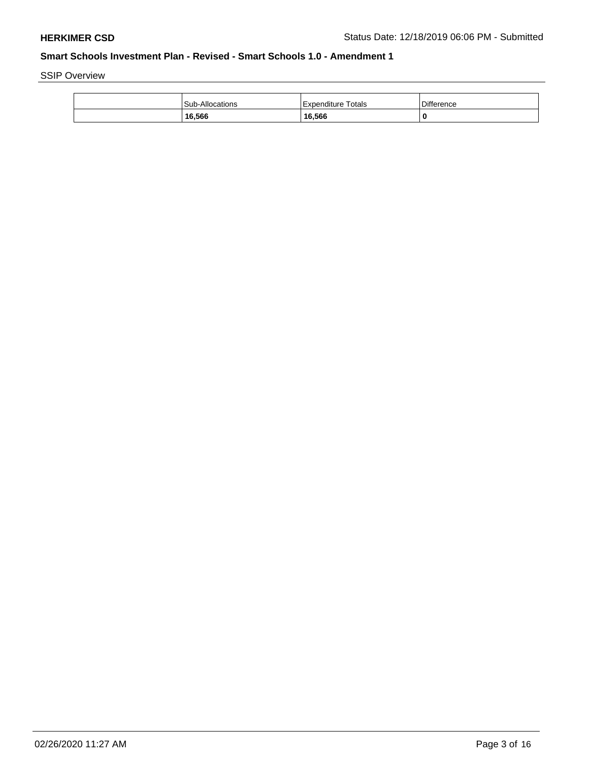SSIP Overview

| | Sub-Allocations | Expenditure Totals | Difference |
|---|---|---|---|
| | **16,566** | **16,566** | **0** |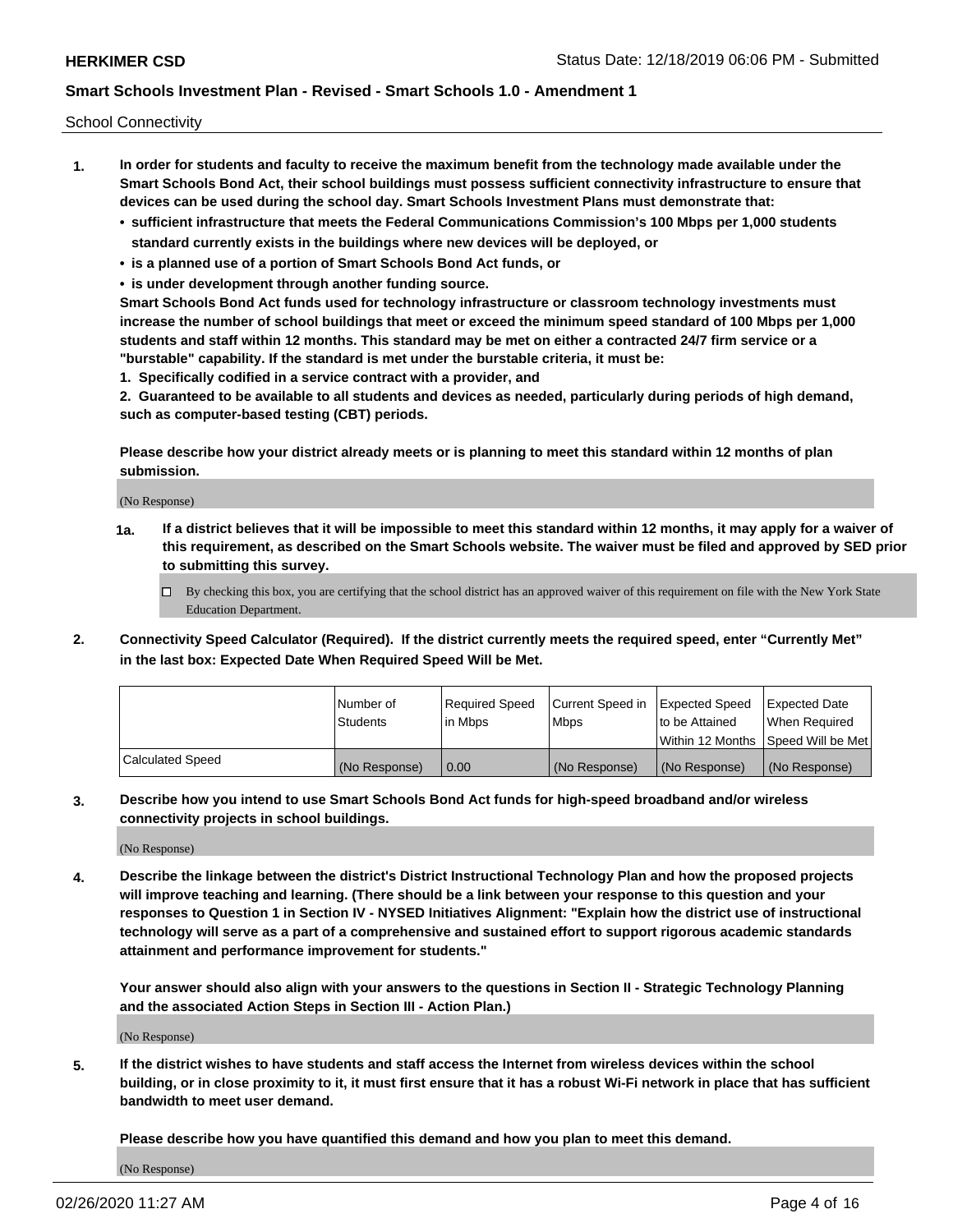School Connectivity

1. **In order for students and faculty to receive the maximum benefit from the technology made available under the Smart Schools Bond Act, their school buildings must possess sufficient connectivity infrastructure to ensure that devices can be used during the school day. Smart Schools Investment Plans must demonstrate that:**
   - **sufficient infrastructure that meets the Federal Communications Commission's 100 Mbps per 1,000 students standard currently exists in the buildings where new devices will be deployed, or**
   - **is a planned use of a portion of Smart Schools Bond Act funds, or**
   - **is under development through another funding source.**

   **Smart Schools Bond Act funds used for technology infrastructure or classroom technology investments must increase the number of school buildings that meet or exceed the minimum speed standard of 100 Mbps per 1,000 students and staff within 12 months. This standard may be met on either a contracted 24/7 firm service or a "burstable" capability. If the standard is met under the burstable criteria, it must be:**

   **1. Specifically codified in a service contract with a provider, and**

   **2. Guaranteed to be available to all students and devices as needed, particularly during periods of high demand, such as computer-based testing (CBT) periods.**

   **Please describe how your district already meets or is planning to meet this standard within 12 months of plan submission.**

   (No Response)

   **1a. If a district believes that it will be impossible to meet this standard within 12 months, it may apply for a waiver of this requirement, as described on the Smart Schools website. The waiver must be filed and approved by SED prior to submitting this survey.**

   ☐ By checking this box, you are certifying that the school district has an approved waiver of this requirement on file with the New York State Education Department.

2. **Connectivity Speed Calculator (Required). If the district currently meets the required speed, enter "Currently Met" in the last box: Expected Date When Required Speed Will be Met.**

| | Number of Students | Required Speed in Mbps | Current Speed in Mbps | Expected Speed to be Attained Within 12 Months | Expected Date When Required Speed Will be Met |
|---|---|---|---|---|---|
| Calculated Speed | (No Response) | 0.00 | (No Response) | (No Response) | (No Response) |

3. **Describe how you intend to use Smart Schools Bond Act funds for high-speed broadband and/or wireless connectivity projects in school buildings.**

   (No Response)

4. **Describe the linkage between the district's District Instructional Technology Plan and how the proposed projects will improve teaching and learning. (There should be a link between your response to this question and your responses to Question 1 in Section IV - NYSED Initiatives Alignment: "Explain how the district use of instructional technology will serve as a part of a comprehensive and sustained effort to support rigorous academic standards attainment and performance improvement for students."**

   **Your answer should also align with your answers to the questions in Section II - Strategic Technology Planning and the associated Action Steps in Section III - Action Plan.)**

   (No Response)

5. **If the district wishes to have students and staff access the Internet from wireless devices within the school building, or in close proximity to it, it must first ensure that it has a robust Wi-Fi network in place that has sufficient bandwidth to meet user demand.**

   **Please describe how you have quantified this demand and how you plan to meet this demand.**

   (No Response)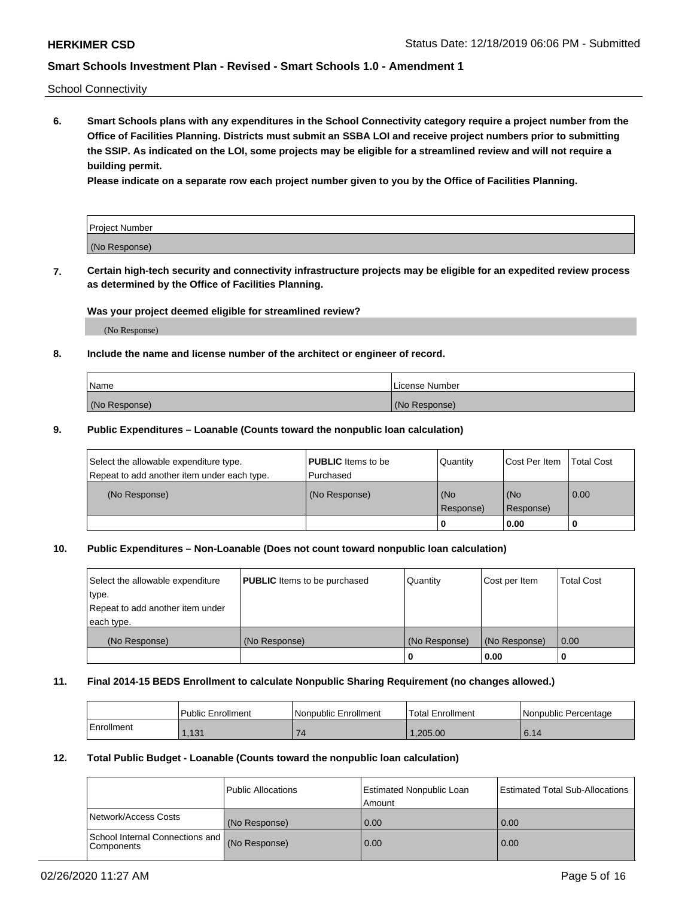School Connectivity

**6. Smart Schools plans with any expenditures in the School Connectivity category require a project number from the Office of Facilities Planning. Districts must submit an SSBA LOI and receive project numbers prior to submitting the SSIP. As indicated on the LOI, some projects may be eligible for a streamlined review and will not require a building permit.**

**Please indicate on a separate row each project number given to you by the Office of Facilities Planning.**

| Project Number |
|---|
| (No Response) |

**7. Certain high-tech security and connectivity infrastructure projects may be eligible for an expedited review process as determined by the Office of Facilities Planning.**

**Was your project deemed eligible for streamlined review?**

(No Response)

**8. Include the name and license number of the architect or engineer of record.**

| Name | License Number |
|---|---|
| (No Response) | (No Response) |

**9. Public Expenditures – Loanable (Counts toward the nonpublic loan calculation)**

| Select the allowable expenditure type. Repeat to add another item under each type. | **PUBLIC** Items to be Purchased | Quantity | Cost Per Item | Total Cost |
|---|---|---|---|---|
| (No Response) | (No Response) | (No Response) | (No Response) | 0.00 |
| | | 0 | 0.00 | 0 |

**10. Public Expenditures – Non-Loanable (Does not count toward nonpublic loan calculation)**

| Select the allowable expenditure type. Repeat to add another item under each type. | **PUBLIC** Items to be purchased | Quantity | Cost per Item | Total Cost |
|---|---|---|---|---|
| (No Response) | (No Response) | (No Response) | (No Response) | 0.00 |
| | | 0 | 0.00 | 0 |

**11. Final 2014-15 BEDS Enrollment to calculate Nonpublic Sharing Requirement (no changes allowed.)**

| | Public Enrollment | Nonpublic Enrollment | Total Enrollment | Nonpublic Percentage |
|---|---|---|---|---|
| Enrollment | 1,131 | 74 | 1,205.00 | 6.14 |

**12. Total Public Budget - Loanable (Counts toward the nonpublic loan calculation)**

| | Public Allocations | Estimated Nonpublic Loan Amount | Estimated Total Sub-Allocations |
|---|---|---|---|
| Network/Access Costs | (No Response) | 0.00 | 0.00 |
| School Internal Connections and Components | (No Response) | 0.00 | 0.00 |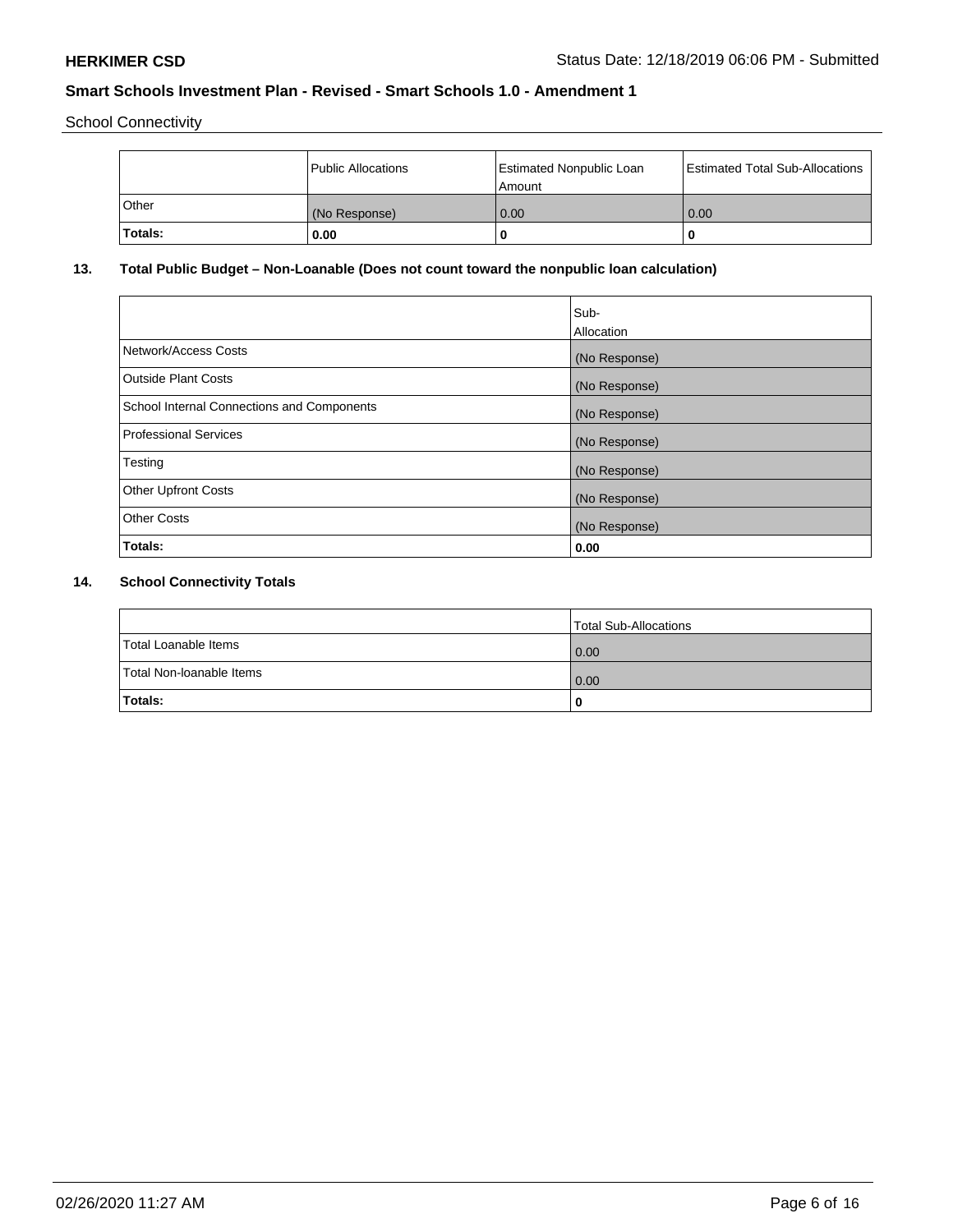School Connectivity

| | Public Allocations | Estimated Nonpublic Loan Amount | Estimated Total Sub-Allocations |
|---|---|---|---|
| Other | (No Response) | 0.00 | 0.00 |
| **Totals:** | **0.00** | **0** | **0** |

## 13. Total Public Budget – Non-Loanable (Does not count toward the nonpublic loan calculation)

| | Sub-Allocation |
|---|---|
| Network/Access Costs | (No Response) |
| Outside Plant Costs | (No Response) |
| School Internal Connections and Components | (No Response) |
| Professional Services | (No Response) |
| Testing | (No Response) |
| Other Upfront Costs | (No Response) |
| Other Costs | (No Response) |
| **Totals:** | **0.00** |

## 14. School Connectivity Totals

| | Total Sub-Allocations |
|---|---|
| Total Loanable Items | 0.00 |
| Total Non-loanable Items | 0.00 |
| **Totals:** | **0** |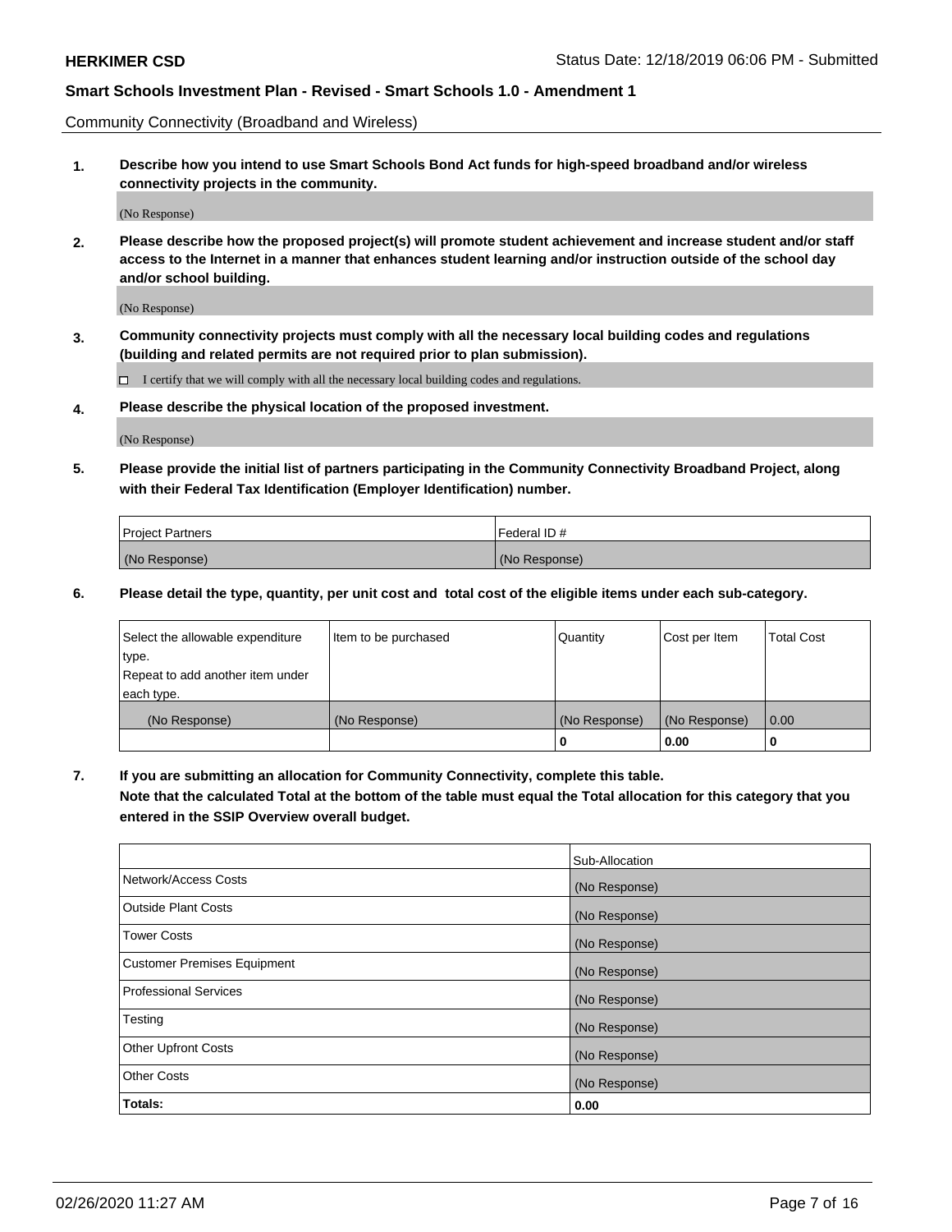Community Connectivity (Broadband and Wireless)

**1. Describe how you intend to use Smart Schools Bond Act funds for high-speed broadband and/or wireless connectivity projects in the community.**

(No Response)

**2. Please describe how the proposed project(s) will promote student achievement and increase student and/or staff access to the Internet in a manner that enhances student learning and/or instruction outside of the school day and/or school building.**

(No Response)

**3. Community connectivity projects must comply with all the necessary local building codes and regulations (building and related permits are not required prior to plan submission).**

☐ I certify that we will comply with all the necessary local building codes and regulations.

**4. Please describe the physical location of the proposed investment.**

(No Response)

**5. Please provide the initial list of partners participating in the Community Connectivity Broadband Project, along with their Federal Tax Identification (Employer Identification) number.**

| Project Partners | Federal ID # |
|---|---|
| (No Response) | (No Response) |

**6. Please detail the type, quantity, per unit cost and total cost of the eligible items under each sub-category.**

| Select the allowable expenditure type. Repeat to add another item under each type. | Item to be purchased | Quantity | Cost per Item | Total Cost |
|---|---|---|---|---|
| (No Response) | (No Response) | (No Response) | (No Response) | 0.00 |
| | | **0** | **0.00** | **0** |

**7. If you are submitting an allocation for Community Connectivity, complete this table. Note that the calculated Total at the bottom of the table must equal the Total allocation for this category that you entered in the SSIP Overview overall budget.**

| | Sub-Allocation |
|---|---|
| Network/Access Costs | (No Response) |
| Outside Plant Costs | (No Response) |
| Tower Costs | (No Response) |
| Customer Premises Equipment | (No Response) |
| Professional Services | (No Response) |
| Testing | (No Response) |
| Other Upfront Costs | (No Response) |
| Other Costs | (No Response) |
| **Totals:** | **0.00** |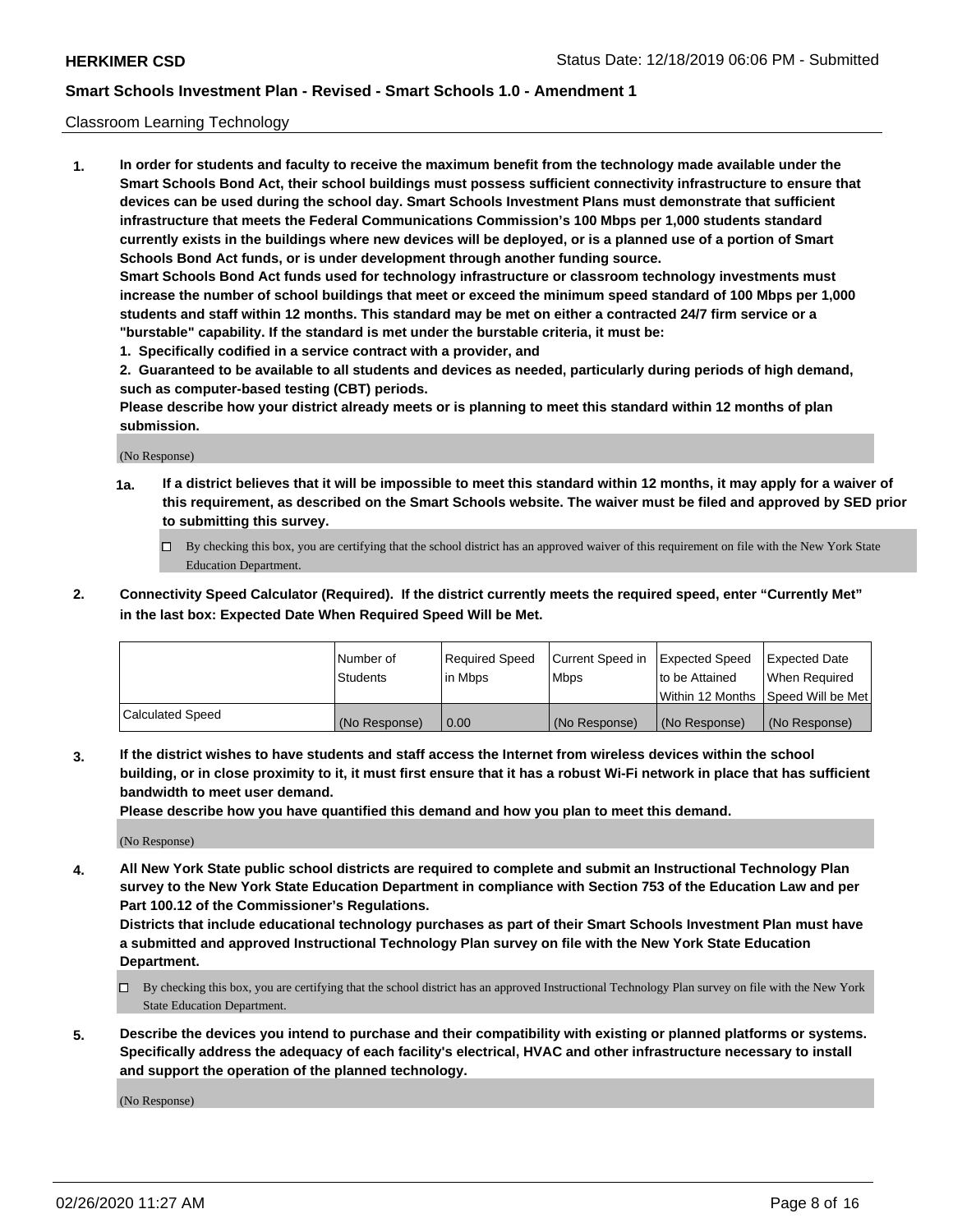Classroom Learning Technology

**1. In order for students and faculty to receive the maximum benefit from the technology made available under the Smart Schools Bond Act, their school buildings must possess sufficient connectivity infrastructure to ensure that devices can be used during the school day. Smart Schools Investment Plans must demonstrate that sufficient infrastructure that meets the Federal Communications Commission's 100 Mbps per 1,000 students standard currently exists in the buildings where new devices will be deployed, or is a planned use of a portion of Smart Schools Bond Act funds, or is under development through another funding source.**

**Smart Schools Bond Act funds used for technology infrastructure or classroom technology investments must increase the number of school buildings that meet or exceed the minimum speed standard of 100 Mbps per 1,000 students and staff within 12 months. This standard may be met on either a contracted 24/7 firm service or a "burstable" capability. If the standard is met under the burstable criteria, it must be:**

**1. Specifically codified in a service contract with a provider, and**

**2. Guaranteed to be available to all students and devices as needed, particularly during periods of high demand, such as computer-based testing (CBT) periods.**

**Please describe how your district already meets or is planning to meet this standard within 12 months of plan submission.**

(No Response)

**1a. If a district believes that it will be impossible to meet this standard within 12 months, it may apply for a waiver of this requirement, as described on the Smart Schools website. The waiver must be filed and approved by SED prior to submitting this survey.**

- ☐ By checking this box, you are certifying that the school district has an approved waiver of this requirement on file with the New York State Education Department.

**2. Connectivity Speed Calculator (Required). If the district currently meets the required speed, enter "Currently Met" in the last box: Expected Date When Required Speed Will be Met.**

| | Number of Students | Required Speed in Mbps | Current Speed in Mbps | Expected Speed to be Attained Within 12 Months | Expected Date When Required Speed Will be Met |
|---|---|---|---|---|---|
| Calculated Speed | (No Response) | 0.00 | (No Response) | (No Response) | (No Response) |

**3. If the district wishes to have students and staff access the Internet from wireless devices within the school building, or in close proximity to it, it must first ensure that it has a robust Wi-Fi network in place that has sufficient bandwidth to meet user demand.**

**Please describe how you have quantified this demand and how you plan to meet this demand.**

(No Response)

**4. All New York State public school districts are required to complete and submit an Instructional Technology Plan survey to the New York State Education Department in compliance with Section 753 of the Education Law and per Part 100.12 of the Commissioner's Regulations.**

**Districts that include educational technology purchases as part of their Smart Schools Investment Plan must have a submitted and approved Instructional Technology Plan survey on file with the New York State Education Department.**

- ☐ By checking this box, you are certifying that the school district has an approved Instructional Technology Plan survey on file with the New York State Education Department.

**5. Describe the devices you intend to purchase and their compatibility with existing or planned platforms or systems. Specifically address the adequacy of each facility's electrical, HVAC and other infrastructure necessary to install and support the operation of the planned technology.**

(No Response)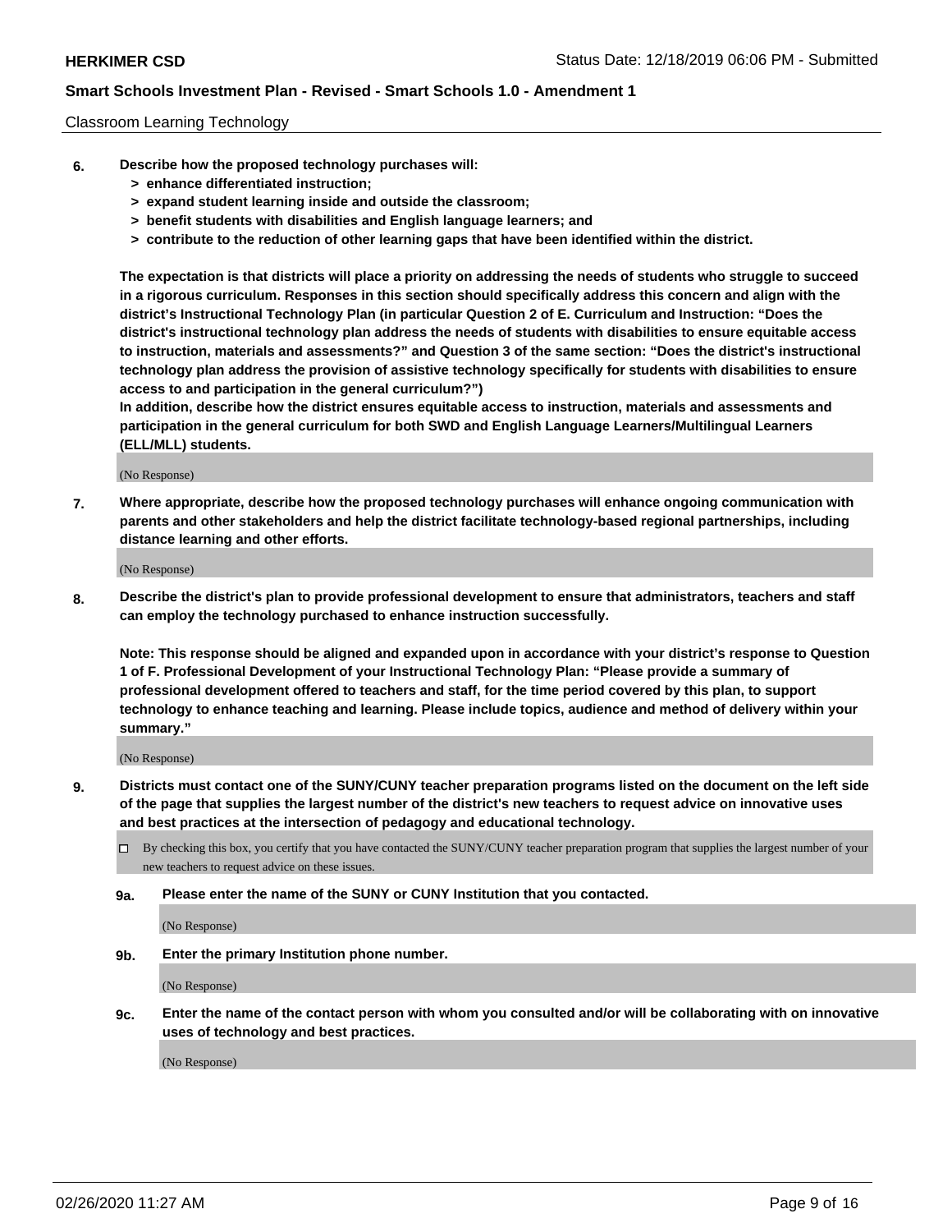Classroom Learning Technology

**6. Describe how the proposed technology purchases will:**
   **> enhance differentiated instruction;**
   **> expand student learning inside and outside the classroom;**
   **> benefit students with disabilities and English language learners; and**
   **> contribute to the reduction of other learning gaps that have been identified within the district.**

**The expectation is that districts will place a priority on addressing the needs of students who struggle to succeed in a rigorous curriculum. Responses in this section should specifically address this concern and align with the district's Instructional Technology Plan (in particular Question 2 of E. Curriculum and Instruction: "Does the district's instructional technology plan address the needs of students with disabilities to ensure equitable access to instruction, materials and assessments?" and Question 3 of the same section: "Does the district's instructional technology plan address the provision of assistive technology specifically for students with disabilities to ensure access to and participation in the general curriculum?")**
**In addition, describe how the district ensures equitable access to instruction, materials and assessments and participation in the general curriculum for both SWD and English Language Learners/Multilingual Learners (ELL/MLL) students.**

(No Response)

**7. Where appropriate, describe how the proposed technology purchases will enhance ongoing communication with parents and other stakeholders and help the district facilitate technology-based regional partnerships, including distance learning and other efforts.**

(No Response)

**8. Describe the district's plan to provide professional development to ensure that administrators, teachers and staff can employ the technology purchased to enhance instruction successfully.**

**Note: This response should be aligned and expanded upon in accordance with your district's response to Question 1 of F. Professional Development of your Instructional Technology Plan: "Please provide a summary of professional development offered to teachers and staff, for the time period covered by this plan, to support technology to enhance teaching and learning. Please include topics, audience and method of delivery within your summary."**

(No Response)

**9. Districts must contact one of the SUNY/CUNY teacher preparation programs listed on the document on the left side of the page that supplies the largest number of the district's new teachers to request advice on innovative uses and best practices at the intersection of pedagogy and educational technology.**

☐ By checking this box, you certify that you have contacted the SUNY/CUNY teacher preparation program that supplies the largest number of your new teachers to request advice on these issues.

**9a. Please enter the name of the SUNY or CUNY Institution that you contacted.**

(No Response)

**9b. Enter the primary Institution phone number.**

(No Response)

**9c. Enter the name of the contact person with whom you consulted and/or will be collaborating with on innovative uses of technology and best practices.**

(No Response)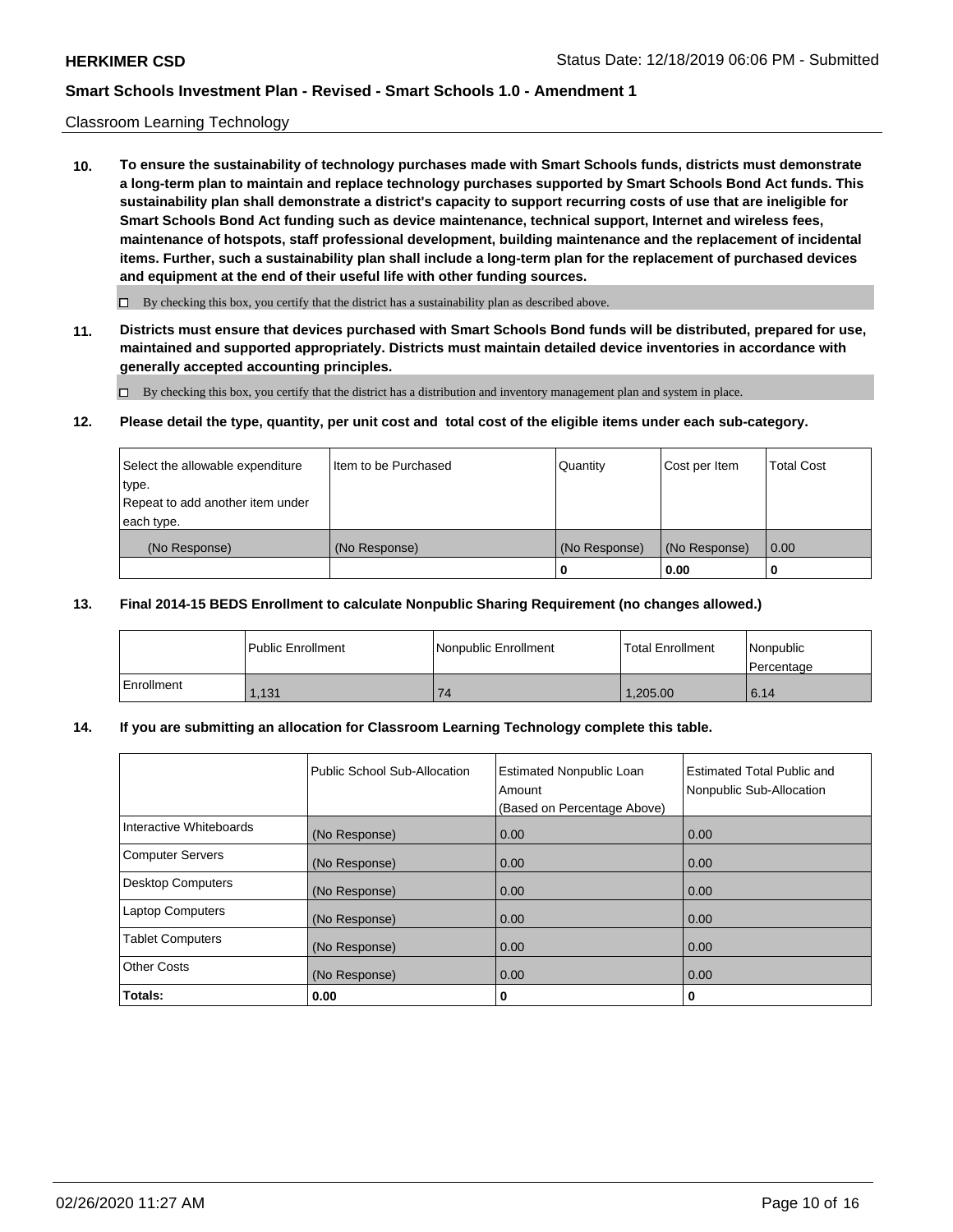Classroom Learning Technology

**10. To ensure the sustainability of technology purchases made with Smart Schools funds, districts must demonstrate a long-term plan to maintain and replace technology purchases supported by Smart Schools Bond Act funds. This sustainability plan shall demonstrate a district's capacity to support recurring costs of use that are ineligible for Smart Schools Bond Act funding such as device maintenance, technical support, Internet and wireless fees, maintenance of hotspots, staff professional development, building maintenance and the replacement of incidental items. Further, such a sustainability plan shall include a long-term plan for the replacement of purchased devices and equipment at the end of their useful life with other funding sources.**

☐ By checking this box, you certify that the district has a sustainability plan as described above.

**11. Districts must ensure that devices purchased with Smart Schools Bond funds will be distributed, prepared for use, maintained and supported appropriately. Districts must maintain detailed device inventories in accordance with generally accepted accounting principles.**

☐ By checking this box, you certify that the district has a distribution and inventory management plan and system in place.

**12. Please detail the type, quantity, per unit cost and total cost of the eligible items under each sub-category.**

| Select the allowable expenditure type. Repeat to add another item under each type. | Item to be Purchased | Quantity | Cost per Item | Total Cost |
|---|---|---|---|---|
| (No Response) | (No Response) | (No Response) | (No Response) | 0.00 |
| | | **0** | **0.00** | **0** |

**13. Final 2014-15 BEDS Enrollment to calculate Nonpublic Sharing Requirement (no changes allowed.)**

| | Public Enrollment | Nonpublic Enrollment | Total Enrollment | Nonpublic Percentage |
|---|---|---|---|---|
| Enrollment | 1,131 | 74 | 1,205.00 | 6.14 |

**14. If you are submitting an allocation for Classroom Learning Technology complete this table.**

| | Public School Sub-Allocation | Estimated Nonpublic Loan Amount (Based on Percentage Above) | Estimated Total Public and Nonpublic Sub-Allocation |
|---|---|---|---|
| Interactive Whiteboards | (No Response) | 0.00 | 0.00 |
| Computer Servers | (No Response) | 0.00 | 0.00 |
| Desktop Computers | (No Response) | 0.00 | 0.00 |
| Laptop Computers | (No Response) | 0.00 | 0.00 |
| Tablet Computers | (No Response) | 0.00 | 0.00 |
| Other Costs | (No Response) | 0.00 | 0.00 |
| **Totals:** | **0.00** | **0** | **0** |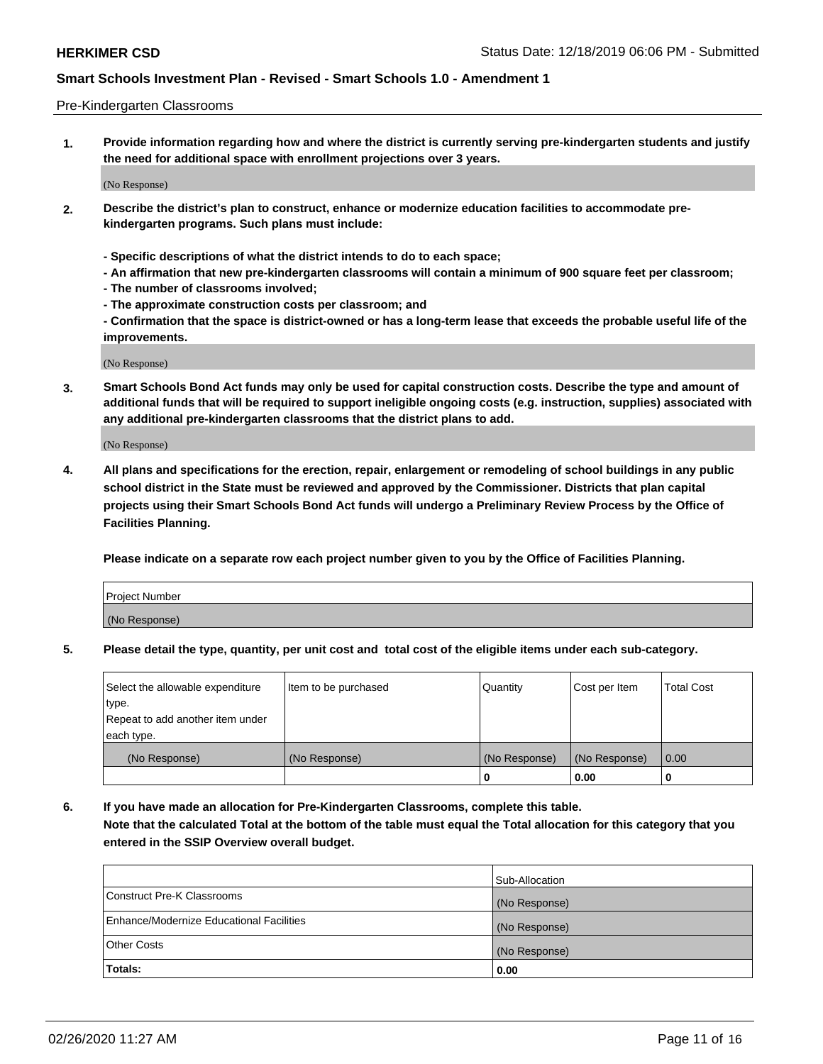Pre-Kindergarten Classrooms

**1. Provide information regarding how and where the district is currently serving pre-kindergarten students and justify the need for additional space with enrollment projections over 3 years.**

(No Response)

**2. Describe the district's plan to construct, enhance or modernize education facilities to accommodate pre-kindergarten programs. Such plans must include:**

**- Specific descriptions of what the district intends to do to each space;**
**- An affirmation that new pre-kindergarten classrooms will contain a minimum of 900 square feet per classroom;**
**- The number of classrooms involved;**
**- The approximate construction costs per classroom; and**
**- Confirmation that the space is district-owned or has a long-term lease that exceeds the probable useful life of the improvements.**

(No Response)

**3. Smart Schools Bond Act funds may only be used for capital construction costs. Describe the type and amount of additional funds that will be required to support ineligible ongoing costs (e.g. instruction, supplies) associated with any additional pre-kindergarten classrooms that the district plans to add.**

(No Response)

**4. All plans and specifications for the erection, repair, enlargement or remodeling of school buildings in any public school district in the State must be reviewed and approved by the Commissioner. Districts that plan capital projects using their Smart Schools Bond Act funds will undergo a Preliminary Review Process by the Office of Facilities Planning.**

**Please indicate on a separate row each project number given to you by the Office of Facilities Planning.**

| Project Number |
|---|
| (No Response) |

**5. Please detail the type, quantity, per unit cost and total cost of the eligible items under each sub-category.**

| Select the allowable expenditure type. Repeat to add another item under each type. | Item to be purchased | Quantity | Cost per Item | Total Cost |
|---|---|---|---|---|
| (No Response) | (No Response) | (No Response) | (No Response) | 0.00 |
| | | 0 | 0.00 | 0 |

**6. If you have made an allocation for Pre-Kindergarten Classrooms, complete this table.**
**Note that the calculated Total at the bottom of the table must equal the Total allocation for this category that you entered in the SSIP Overview overall budget.**

| | Sub-Allocation |
|---|---|
| Construct Pre-K Classrooms | (No Response) |
| Enhance/Modernize Educational Facilities | (No Response) |
| Other Costs | (No Response) |
| **Totals:** | **0.00** |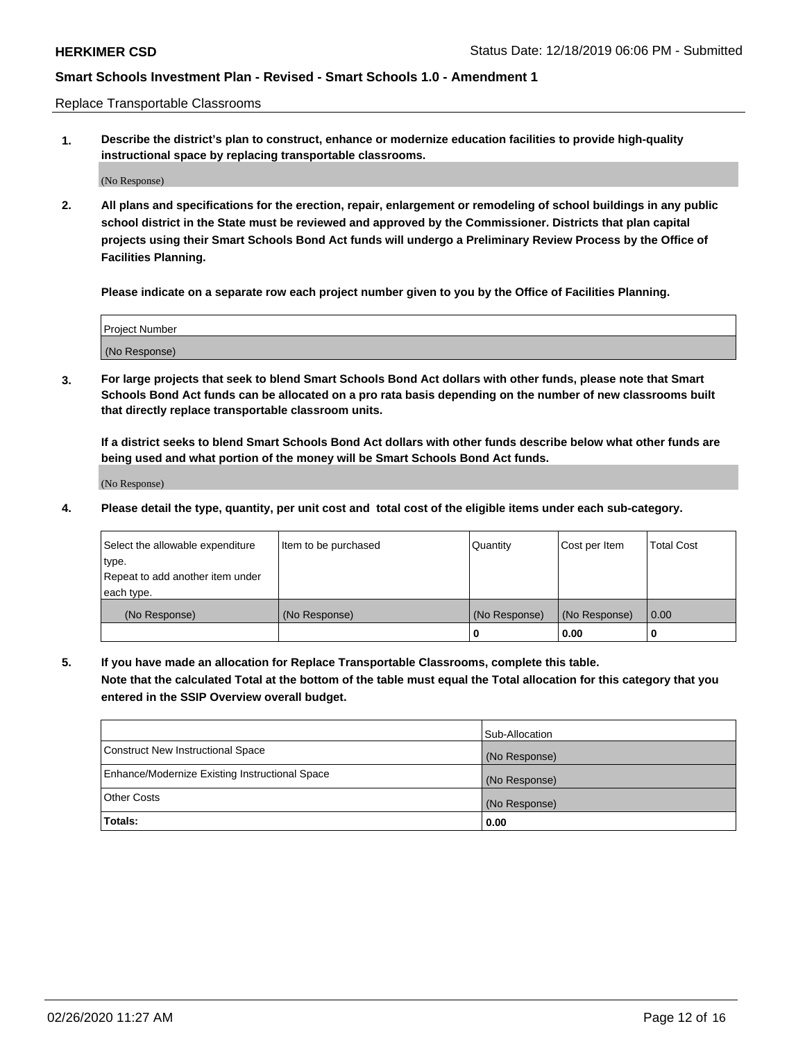Replace Transportable Classrooms

**1. Describe the district's plan to construct, enhance or modernize education facilities to provide high-quality instructional space by replacing transportable classrooms.**

(No Response)

**2. All plans and specifications for the erection, repair, enlargement or remodeling of school buildings in any public school district in the State must be reviewed and approved by the Commissioner. Districts that plan capital projects using their Smart Schools Bond Act funds will undergo a Preliminary Review Process by the Office of Facilities Planning.**

**Please indicate on a separate row each project number given to you by the Office of Facilities Planning.**

| Project Number |
| --- |
| (No Response) |

**3. For large projects that seek to blend Smart Schools Bond Act dollars with other funds, please note that Smart Schools Bond Act funds can be allocated on a pro rata basis depending on the number of new classrooms built that directly replace transportable classroom units.**

**If a district seeks to blend Smart Schools Bond Act dollars with other funds describe below what other funds are being used and what portion of the money will be Smart Schools Bond Act funds.**

(No Response)

**4. Please detail the type, quantity, per unit cost and total cost of the eligible items under each sub-category.**

| Select the allowable expenditure type. Repeat to add another item under each type. | Item to be purchased | Quantity | Cost per Item | Total Cost |
| --- | --- | --- | --- | --- |
| (No Response) | (No Response) | (No Response) | (No Response) | 0.00 |
| | | 0 | 0.00 | 0 |

**5. If you have made an allocation for Replace Transportable Classrooms, complete this table. Note that the calculated Total at the bottom of the table must equal the Total allocation for this category that you entered in the SSIP Overview overall budget.**

| | Sub-Allocation |
| --- | --- |
| Construct New Instructional Space | (No Response) |
| Enhance/Modernize Existing Instructional Space | (No Response) |
| Other Costs | (No Response) |
| **Totals:** | **0.00** |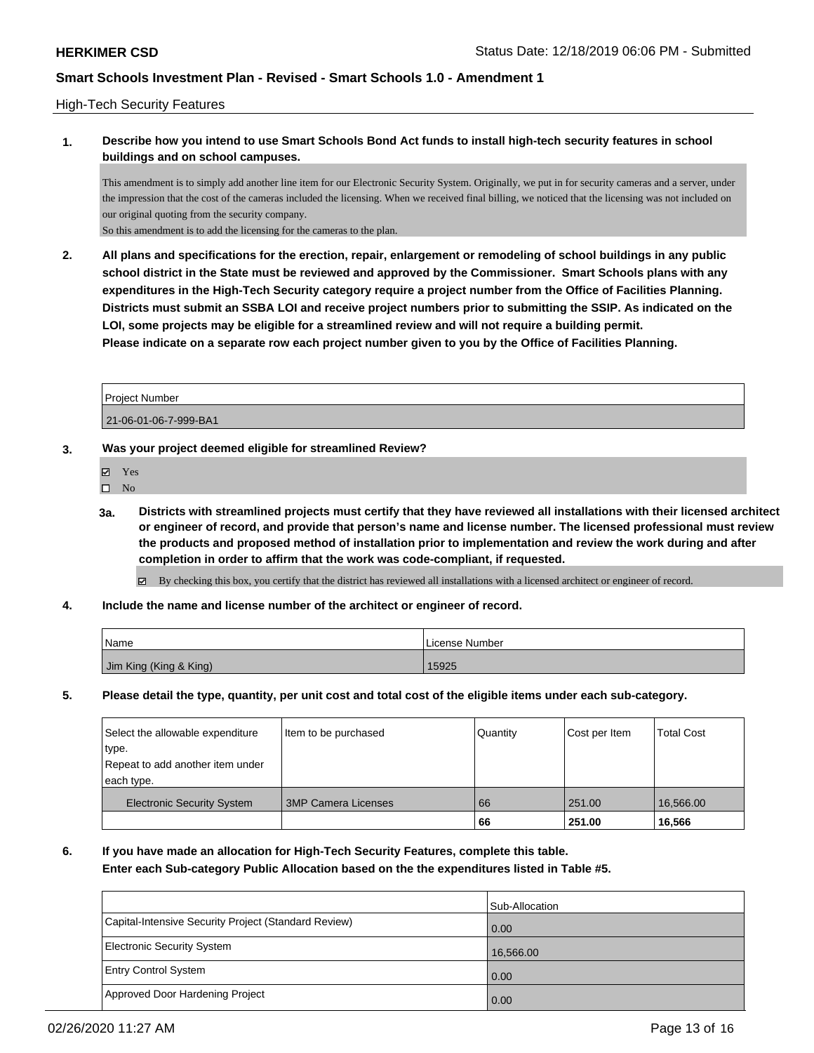High-Tech Security Features

**1. Describe how you intend to use Smart Schools Bond Act funds to install high-tech security features in school buildings and on school campuses.**

This amendment is to simply add another line item for our Electronic Security System. Originally, we put in for security cameras and a server, under the impression that the cost of the cameras included the licensing. When we received final billing, we noticed that the licensing was not included on our original quoting from the security company.
So this amendment is to add the licensing for the cameras to the plan.

**2. All plans and specifications for the erection, repair, enlargement or remodeling of school buildings in any public school district in the State must be reviewed and approved by the Commissioner. Smart Schools plans with any expenditures in the High-Tech Security category require a project number from the Office of Facilities Planning. Districts must submit an SSBA LOI and receive project numbers prior to submitting the SSIP. As indicated on the LOI, some projects may be eligible for a streamlined review and will not require a building permit.**
**Please indicate on a separate row each project number given to you by the Office of Facilities Planning.**

| Project Number |
|---|
| 21-06-01-06-7-999-BA1 |

**3. Was your project deemed eligible for streamlined Review?**

☑ Yes
☐ No

**3a. Districts with streamlined projects must certify that they have reviewed all installations with their licensed architect or engineer of record, and provide that person's name and license number. The licensed professional must review the products and proposed method of installation prior to implementation and review the work during and after completion in order to affirm that the work was code-compliant, if requested.**

☑ By checking this box, you certify that the district has reviewed all installations with a licensed architect or engineer of record.

**4. Include the name and license number of the architect or engineer of record.**

| Name | License Number |
|---|---|
| Jim King (King & King) | 15925 |

**5. Please detail the type, quantity, per unit cost and total cost of the eligible items under each sub-category.**

| Select the allowable expenditure type. Repeat to add another item under each type. | Item to be purchased | Quantity | Cost per Item | Total Cost |
|---|---|---|---|---|
| Electronic Security System | 3MP Camera Licenses | 66 | 251.00 | 16,566.00 |
| | | **66** | **251.00** | **16,566** |

**6. If you have made an allocation for High-Tech Security Features, complete this table.**
**Enter each Sub-category Public Allocation based on the the expenditures listed in Table #5.**

| | Sub-Allocation |
|---|---|
| Capital-Intensive Security Project (Standard Review) | 0.00 |
| Electronic Security System | 16,566.00 |
| Entry Control System | 0.00 |
| Approved Door Hardening Project | 0.00 |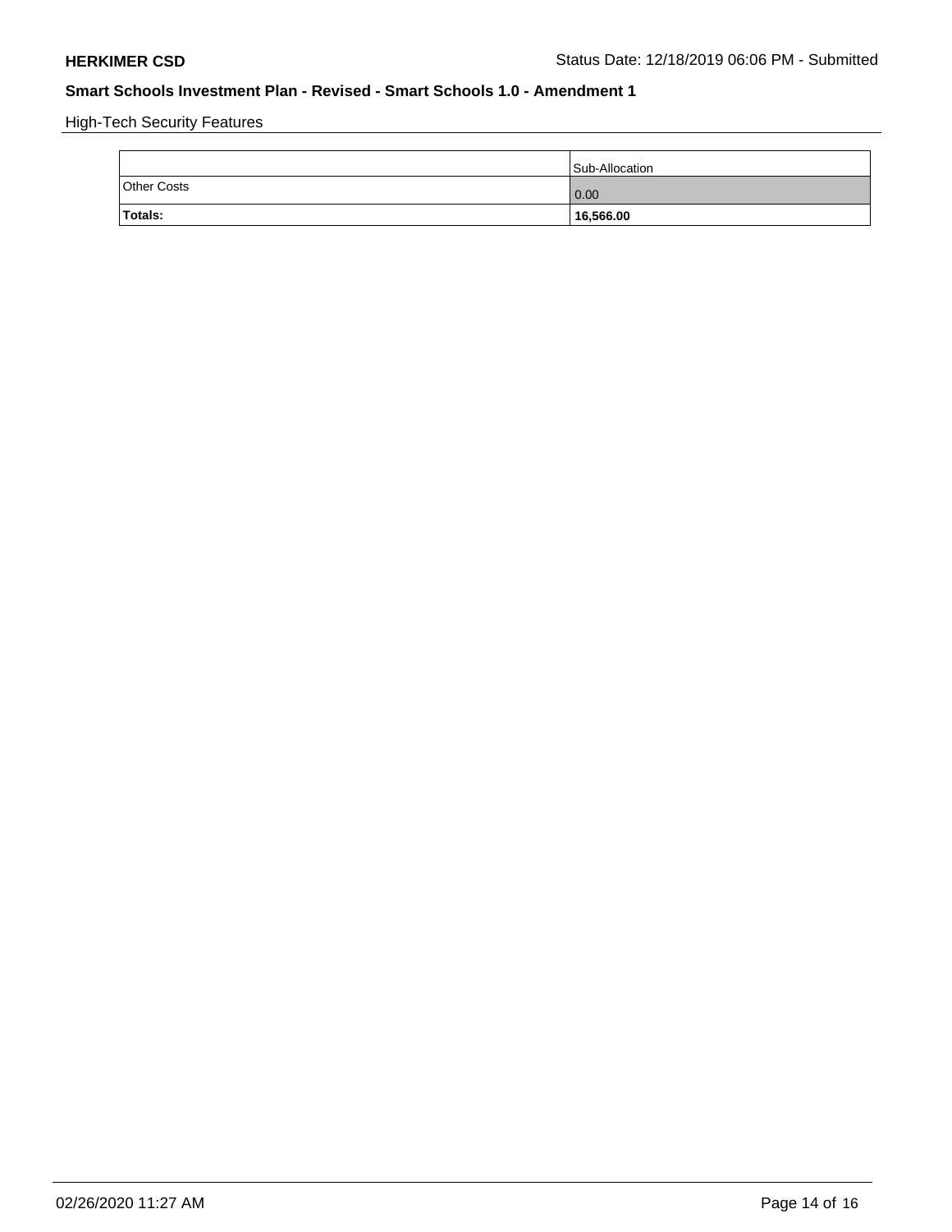High-Tech Security Features

|  | Sub-Allocation |
|---|---|
| Other Costs | 0.00 |
| **Totals:** | **16,566.00** |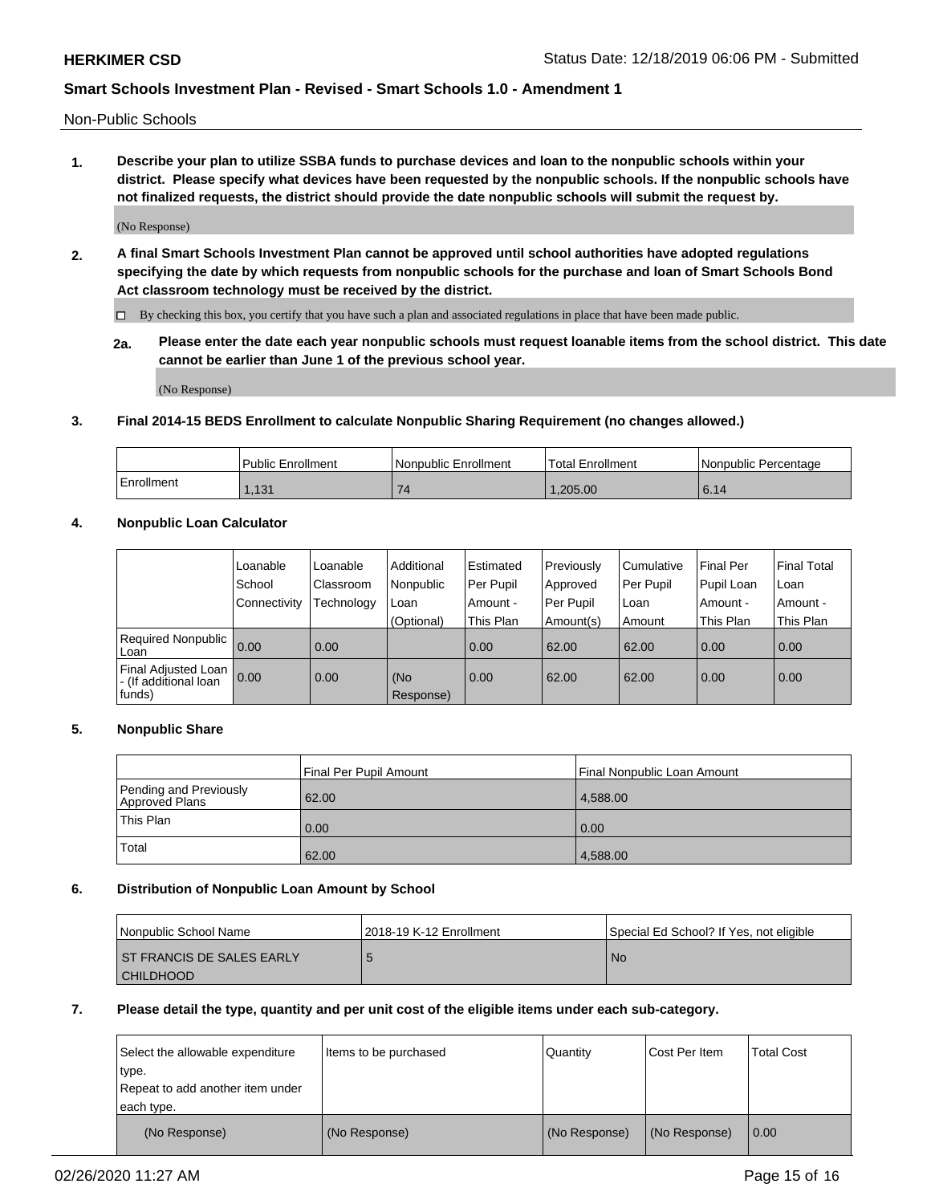## Non-Public Schools

**1. Describe your plan to utilize SSBA funds to purchase devices and loan to the nonpublic schools within your district. Please specify what devices have been requested by the nonpublic schools. If the nonpublic schools have not finalized requests, the district should provide the date nonpublic schools will submit the request by.**

(No Response)

**2. A final Smart Schools Investment Plan cannot be approved until school authorities have adopted regulations specifying the date by which requests from nonpublic schools for the purchase and loan of Smart Schools Bond Act classroom technology must be received by the district.**

☐ By checking this box, you certify that you have such a plan and associated regulations in place that have been made public.

**2a. Please enter the date each year nonpublic schools must request loanable items from the school district. This date cannot be earlier than June 1 of the previous school year.**

(No Response)

**3. Final 2014-15 BEDS Enrollment to calculate Nonpublic Sharing Requirement (no changes allowed.)**

| | Public Enrollment | Nonpublic Enrollment | Total Enrollment | Nonpublic Percentage |
|---|---|---|---|---|
| Enrollment | 1,131 | 74 | 1,205.00 | 6.14 |

**4. Nonpublic Loan Calculator**

| | Loanable School Connectivity | Loanable Classroom Technology | Additional Nonpublic Loan (Optional) | Estimated Per Pupil Amount - This Plan | Previously Approved Per Pupil Amount(s) | Cumulative Per Pupil Loan Amount | Final Per Pupil Loan Amount - This Plan | Final Total Loan Amount - This Plan |
|---|---|---|---|---|---|---|---|---|
| Required Nonpublic Loan | 0.00 | 0.00 | | 0.00 | 62.00 | 62.00 | 0.00 | 0.00 |
| Final Adjusted Loan - (If additional loan funds) | 0.00 | 0.00 | (No Response) | 0.00 | 62.00 | 62.00 | 0.00 | 0.00 |

**5. Nonpublic Share**

| | Final Per Pupil Amount | Final Nonpublic Loan Amount |
|---|---|---|
| Pending and Previously Approved Plans | 62.00 | 4,588.00 |
| This Plan | 0.00 | 0.00 |
| Total | 62.00 | 4,588.00 |

**6. Distribution of Nonpublic Loan Amount by School**

| Nonpublic School Name | 2018-19 K-12 Enrollment | Special Ed School? If Yes, not eligible |
|---|---|---|
| ST FRANCIS DE SALES EARLY CHILDHOOD | 5 | No |

**7. Please detail the type, quantity and per unit cost of the eligible items under each sub-category.**

| Select the allowable expenditure type. Repeat to add another item under each type. | Items to be purchased | Quantity | Cost Per Item | Total Cost |
|---|---|---|---|---|
| (No Response) | (No Response) | (No Response) | (No Response) | 0.00 |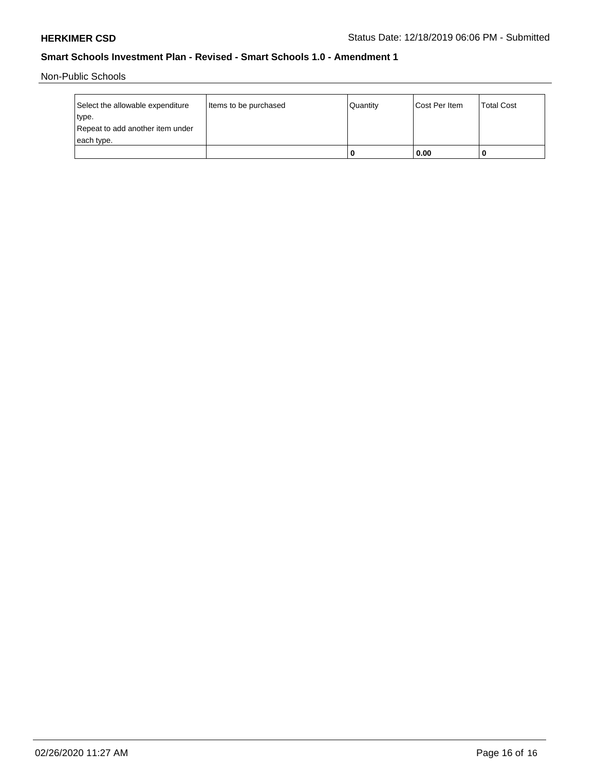Non-Public Schools

| Select the allowable expenditure type. Repeat to add another item under each type. | Items to be purchased | Quantity | Cost Per Item | Total Cost |
|---|---|---|---|---|
| | | **0** | **0.00** | **0** |